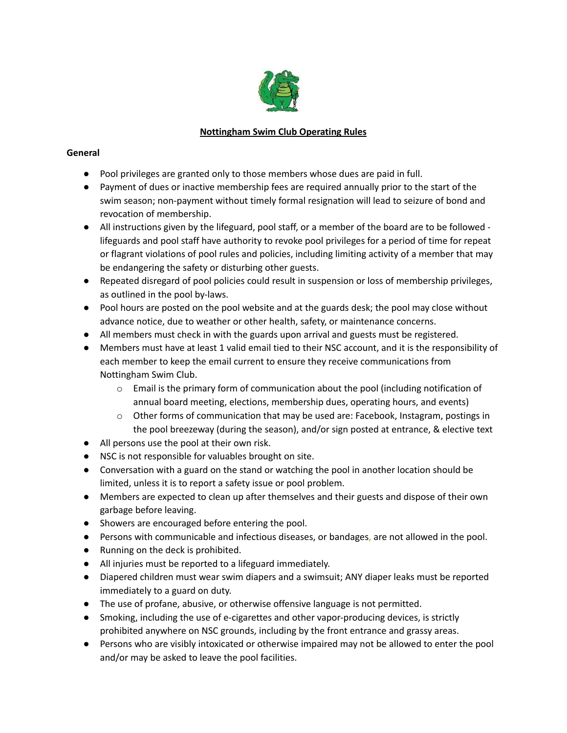# Nottingham Swim Club Operating Rules

## General

- Pool privileges are granted only to those members whose dues are paid in full.
- Payment of dues or inactive membership fees are required annually prior to the start of the swim season; non-payment without timely formal resignation will lead to seizure of bond and revocation of membership.
- All instructions given by the lifeguard, pool staff, or a member of the board are to be followed - lifeguards and pool staff have authority to revoke pool privileges for a period of time for repeat or flagrant violations of pool rules and policies, including limiting activity of a member that may be endangering the safety or disturbing other guests.
- Repeated disregard of pool policies could result in suspension or loss of membership privileges, as outlined in the pool by-laws.
- Pool hours are posted on the pool website and at the guards desk; the pool may close without advance notice, due to weather or other health, safety, or maintenance concerns.
- All members must check in with the guards upon arrival and guests must be registered.
- Members must have at least 1 valid email tied to their NSC account, and it is the responsibility of each member to keep the email current to ensure they receive communications from Nottingham Swim Club.
  - Email is the primary form of communication about the pool (including notification of annual board meeting, elections, membership dues, operating hours, and events)
  - Other forms of communication that may be used are: Facebook, Instagram, postings in the pool breezeway (during the season), and/or sign posted at entrance, & elective text
- All persons use the pool at their own risk.
- NSC is not responsible for valuables brought on site.
- Conversation with a guard on the stand or watching the pool in another location should be limited, unless it is to report a safety issue or pool problem.
- Members are expected to clean up after themselves and their guests and dispose of their own garbage before leaving.
- Showers are encouraged before entering the pool.
- Persons with communicable and infectious diseases, or bandages, are not allowed in the pool.
- Running on the deck is prohibited.
- All injuries must be reported to a lifeguard immediately.
- Diapered children must wear swim diapers and a swimsuit; ANY diaper leaks must be reported immediately to a guard on duty.
- The use of profane, abusive, or otherwise offensive language is not permitted.
- Smoking, including the use of e-cigarettes and other vapor-producing devices, is strictly prohibited anywhere on NSC grounds, including by the front entrance and grassy areas.
- Persons who are visibly intoxicated or otherwise impaired may not be allowed to enter the pool and/or may be asked to leave the pool facilities.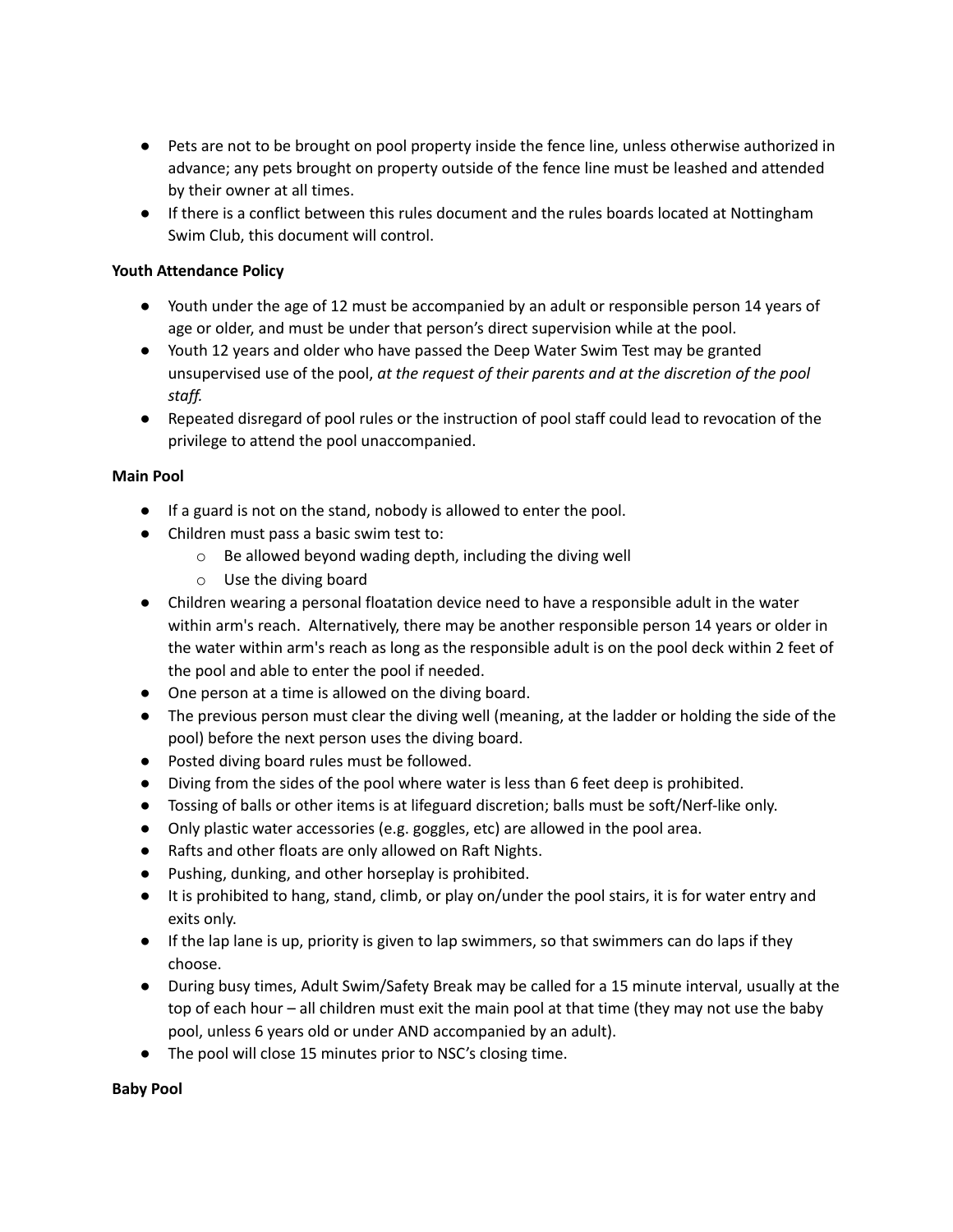- Pets are not to be brought on pool property inside the fence line, unless otherwise authorized in advance; any pets brought on property outside of the fence line must be leashed and attended by their owner at all times.
- If there is a conflict between this rules document and the rules boards located at Nottingham Swim Club, this document will control.

**Youth Attendance Policy**

- Youth under the age of 12 must be accompanied by an adult or responsible person 14 years of age or older, and must be under that person's direct supervision while at the pool.
- Youth 12 years and older who have passed the Deep Water Swim Test may be granted unsupervised use of the pool, *at the request of their parents and at the discretion of the pool staff.*
- Repeated disregard of pool rules or the instruction of pool staff could lead to revocation of the privilege to attend the pool unaccompanied.

**Main Pool**

- If a guard is not on the stand, nobody is allowed to enter the pool.
- Children must pass a basic swim test to:
  - Be allowed beyond wading depth, including the diving well
  - Use the diving board
- Children wearing a personal floatation device need to have a responsible adult in the water within arm's reach. Alternatively, there may be another responsible person 14 years or older in the water within arm's reach as long as the responsible adult is on the pool deck within 2 feet of the pool and able to enter the pool if needed.
- One person at a time is allowed on the diving board.
- The previous person must clear the diving well (meaning, at the ladder or holding the side of the pool) before the next person uses the diving board.
- Posted diving board rules must be followed.
- Diving from the sides of the pool where water is less than 6 feet deep is prohibited.
- Tossing of balls or other items is at lifeguard discretion; balls must be soft/Nerf-like only.
- Only plastic water accessories (e.g. goggles, etc) are allowed in the pool area.
- Rafts and other floats are only allowed on Raft Nights.
- Pushing, dunking, and other horseplay is prohibited.
- It is prohibited to hang, stand, climb, or play on/under the pool stairs, it is for water entry and exits only.
- If the lap lane is up, priority is given to lap swimmers, so that swimmers can do laps if they choose.
- During busy times, Adult Swim/Safety Break may be called for a 15 minute interval, usually at the top of each hour – all children must exit the main pool at that time (they may not use the baby pool, unless 6 years old or under AND accompanied by an adult).
- The pool will close 15 minutes prior to NSC's closing time.

**Baby Pool**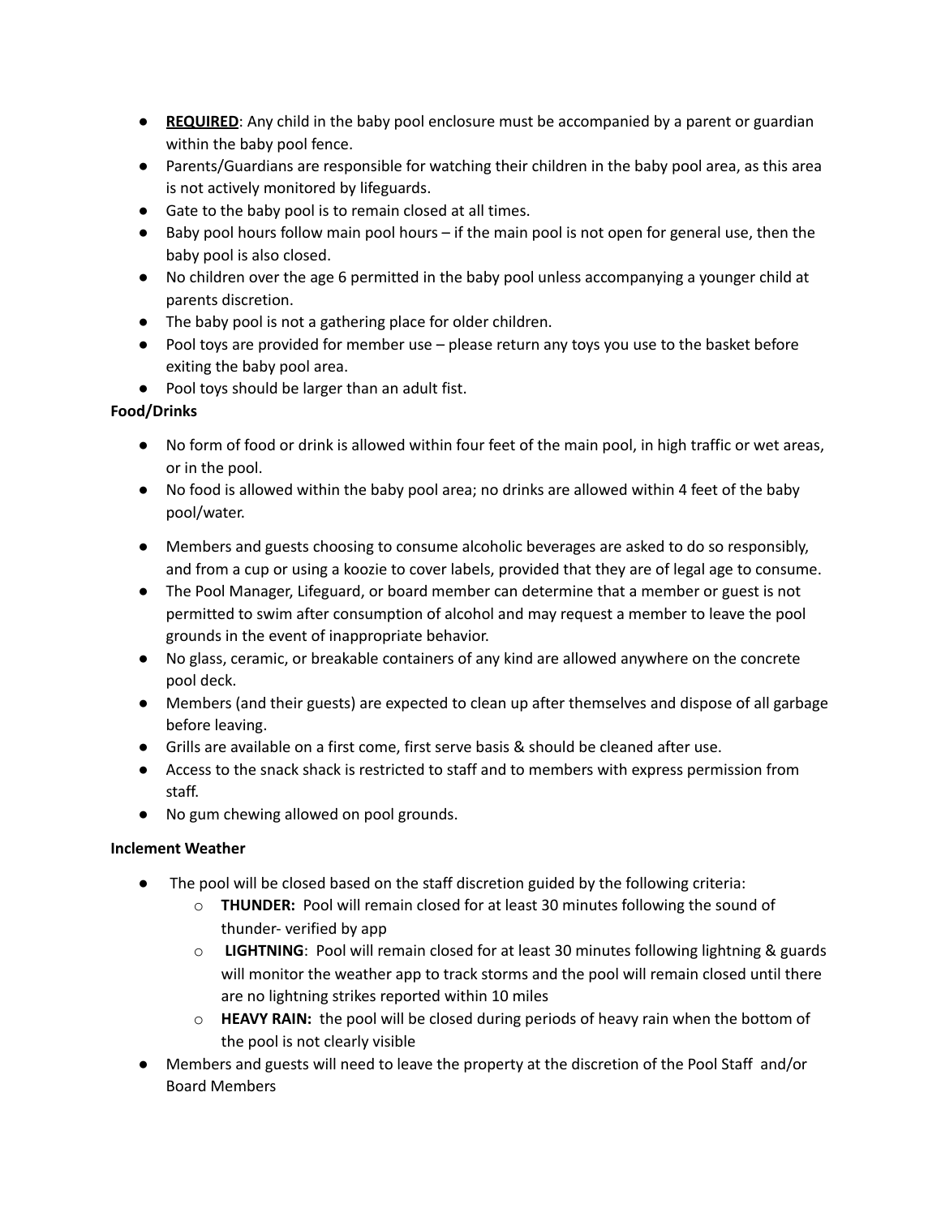- **REQUIRED**: Any child in the baby pool enclosure must be accompanied by a parent or guardian within the baby pool fence.
- Parents/Guardians are responsible for watching their children in the baby pool area, as this area is not actively monitored by lifeguards.
- Gate to the baby pool is to remain closed at all times.
- Baby pool hours follow main pool hours – if the main pool is not open for general use, then the baby pool is also closed.
- No children over the age 6 permitted in the baby pool unless accompanying a younger child at parents discretion.
- The baby pool is not a gathering place for older children.
- Pool toys are provided for member use – please return any toys you use to the basket before exiting the baby pool area.
- Pool toys should be larger than an adult fist.

**Food/Drinks**

- No form of food or drink is allowed within four feet of the main pool, in high traffic or wet areas, or in the pool.
- No food is allowed within the baby pool area; no drinks are allowed within 4 feet of the baby pool/water.
- Members and guests choosing to consume alcoholic beverages are asked to do so responsibly, and from a cup or using a koozie to cover labels, provided that they are of legal age to consume.
- The Pool Manager, Lifeguard, or board member can determine that a member or guest is not permitted to swim after consumption of alcohol and may request a member to leave the pool grounds in the event of inappropriate behavior.
- No glass, ceramic, or breakable containers of any kind are allowed anywhere on the concrete pool deck.
- Members (and their guests) are expected to clean up after themselves and dispose of all garbage before leaving.
- Grills are available on a first come, first serve basis & should be cleaned after use.
- Access to the snack shack is restricted to staff and to members with express permission from staff.
- No gum chewing allowed on pool grounds.

**Inclement Weather**

- The pool will be closed based on the staff discretion guided by the following criteria:
  - **THUNDER:** Pool will remain closed for at least 30 minutes following the sound of thunder- verified by app
  - **LIGHTNING**: Pool will remain closed for at least 30 minutes following lightning & guards will monitor the weather app to track storms and the pool will remain closed until there are no lightning strikes reported within 10 miles
  - **HEAVY RAIN:** the pool will be closed during periods of heavy rain when the bottom of the pool is not clearly visible
- Members and guests will need to leave the property at the discretion of the Pool Staff and/or Board Members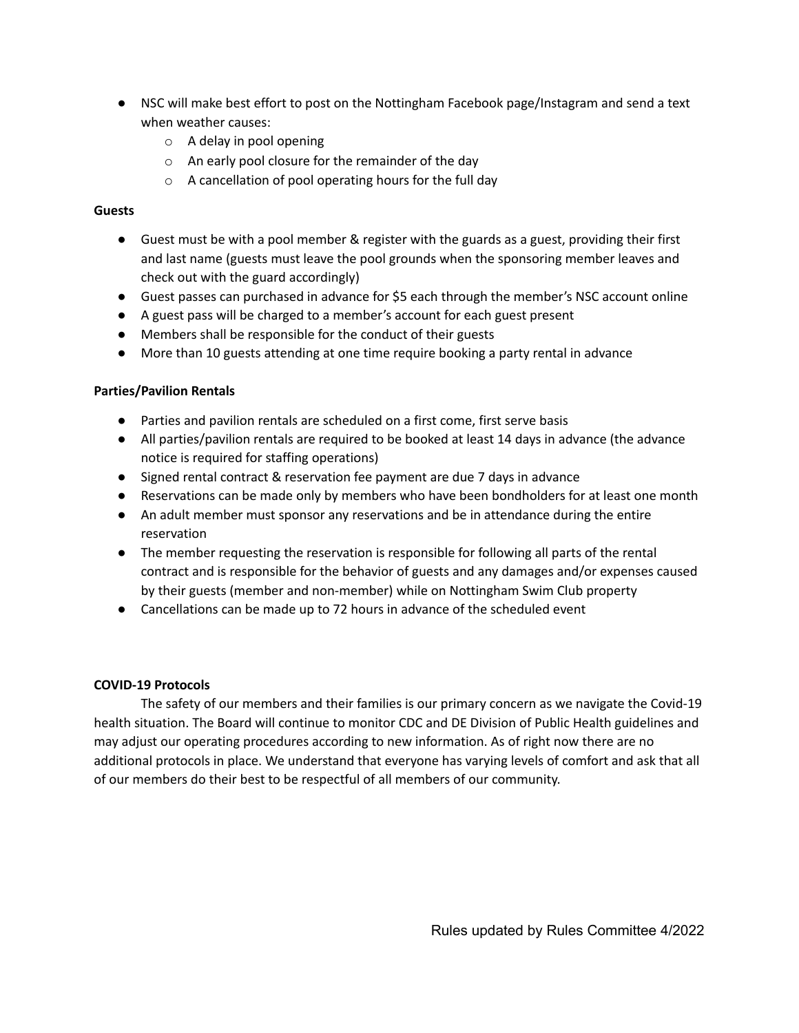- NSC will make best effort to post on the Nottingham Facebook page/Instagram and send a text when weather causes:
  - A delay in pool opening
  - An early pool closure for the remainder of the day
  - A cancellation of pool operating hours for the full day

**Guests**

- Guest must be with a pool member & register with the guards as a guest, providing their first and last name (guests must leave the pool grounds when the sponsoring member leaves and check out with the guard accordingly)
- Guest passes can purchased in advance for $5 each through the member's NSC account online
- A guest pass will be charged to a member's account for each guest present
- Members shall be responsible for the conduct of their guests
- More than 10 guests attending at one time require booking a party rental in advance

**Parties/Pavilion Rentals**

- Parties and pavilion rentals are scheduled on a first come, first serve basis
- All parties/pavilion rentals are required to be booked at least 14 days in advance (the advance notice is required for staffing operations)
- Signed rental contract & reservation fee payment are due 7 days in advance
- Reservations can be made only by members who have been bondholders for at least one month
- An adult member must sponsor any reservations and be in attendance during the entire reservation
- The member requesting the reservation is responsible for following all parts of the rental contract and is responsible for the behavior of guests and any damages and/or expenses caused by their guests (member and non-member) while on Nottingham Swim Club property
- Cancellations can be made up to 72 hours in advance of the scheduled event

**COVID-19 Protocols**

The safety of our members and their families is our primary concern as we navigate the Covid-19 health situation. The Board will continue to monitor CDC and DE Division of Public Health guidelines and may adjust our operating procedures according to new information. As of right now there are no additional protocols in place. We understand that everyone has varying levels of comfort and ask that all of our members do their best to be respectful of all members of our community.

Rules updated by Rules Committee 4/2022